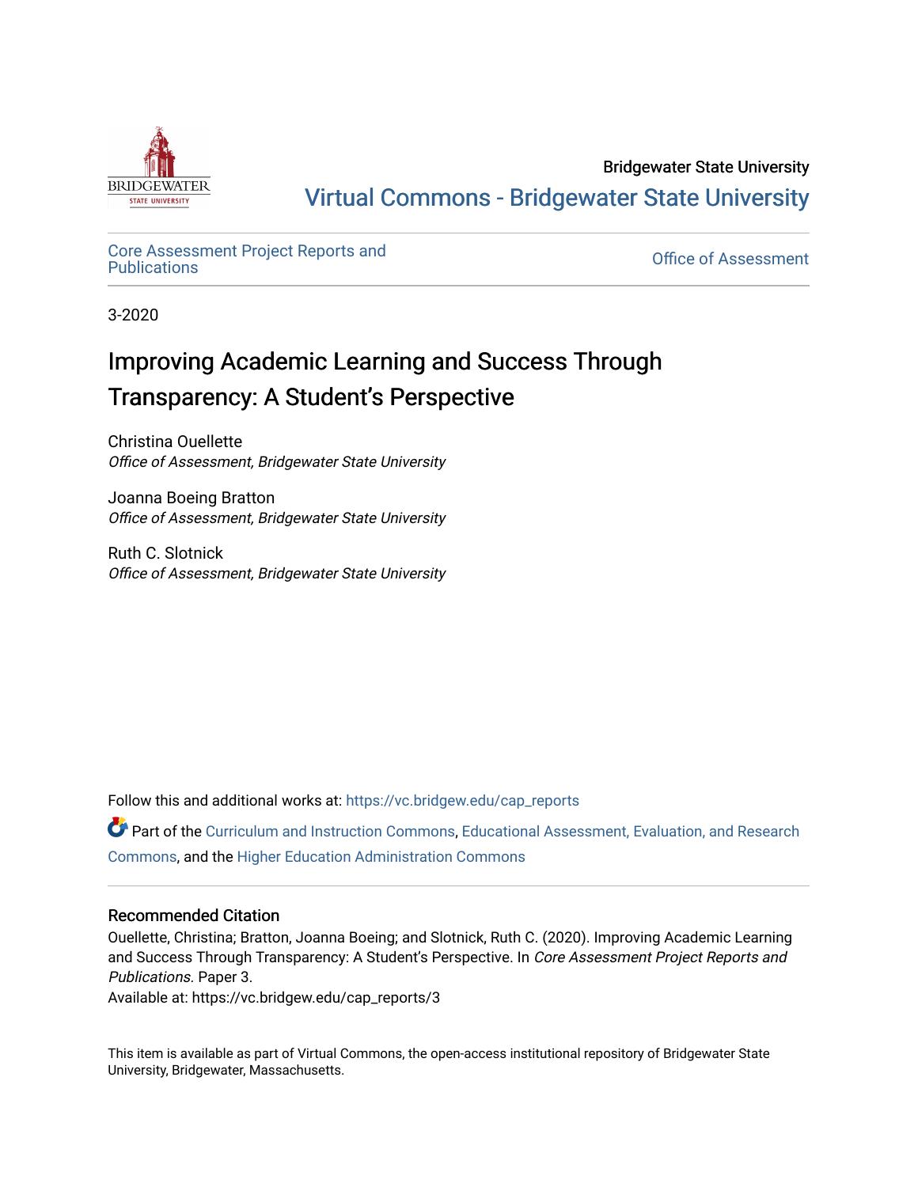Bridgewater State University

Virtual Commons - Bridgewater State University

Core Assessment Project Reports and Publications

Office of Assessment

3-2020

# Improving Academic Learning and Success Through Transparency: A Student's Perspective

Christina Ouellette
*Office of Assessment, Bridgewater State University*

Joanna Boeing Bratton
*Office of Assessment, Bridgewater State University*

Ruth C. Slotnick
*Office of Assessment, Bridgewater State University*

Follow this and additional works at: https://vc.bridgew.edu/cap_reports

Part of the Curriculum and Instruction Commons, Educational Assessment, Evaluation, and Research Commons, and the Higher Education Administration Commons

## Recommended Citation

Ouellette, Christina; Bratton, Joanna Boeing; and Slotnick, Ruth C. (2020). Improving Academic Learning and Success Through Transparency: A Student's Perspective. In *Core Assessment Project Reports and Publications.* Paper 3.
Available at: https://vc.bridgew.edu/cap_reports/3

This item is available as part of Virtual Commons, the open-access institutional repository of Bridgewater State University, Bridgewater, Massachusetts.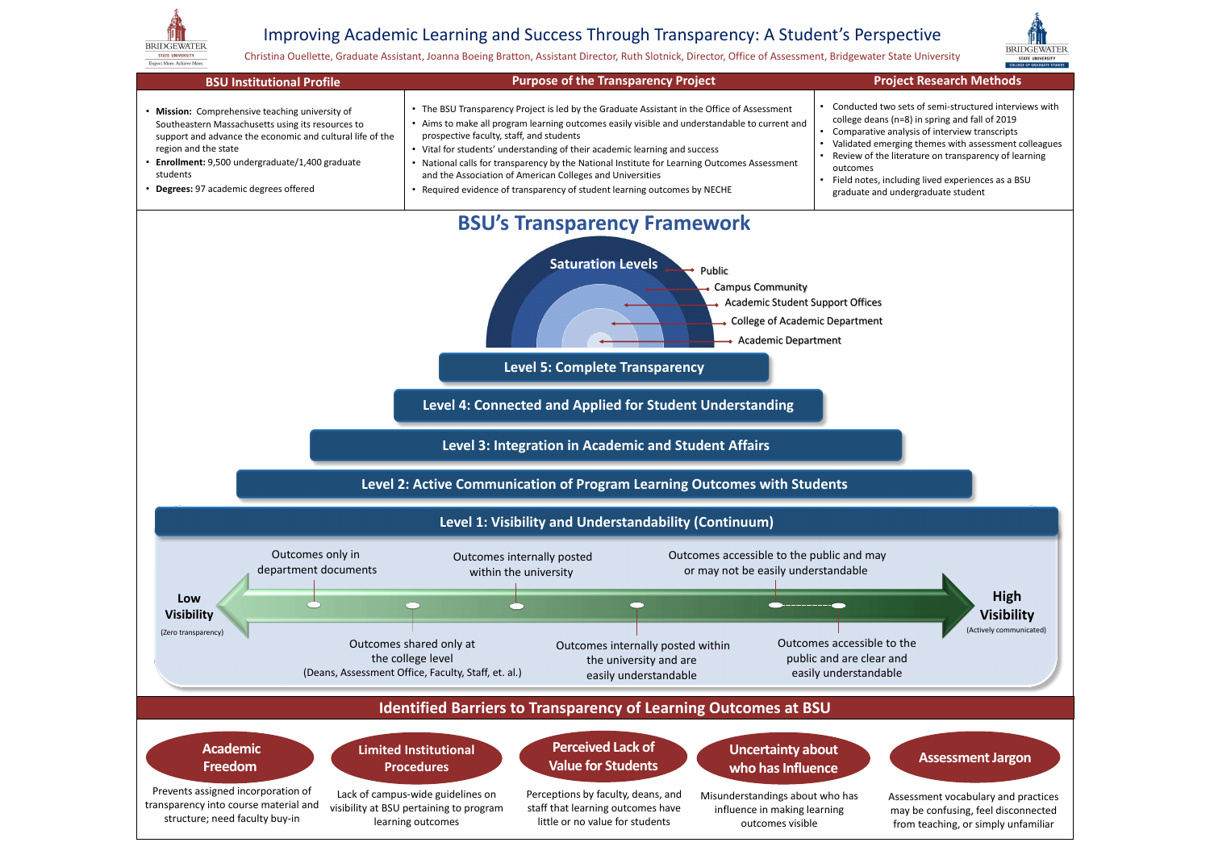# Improving Academic Learning and Success Through Transparency: A Student's Perspective

Christina Ouellette, Graduate Assistant, Joanna Boeing Bratton, Assistant Director, Ruth Slotnick, Director, Office of Assessment, Bridgewater State University

## BSU Institutional Profile

- **Mission:** Comprehensive teaching university of Southeastern Massachusetts using its resources to support and advance the economic and cultural life of the region and the state
- **Enrollment:** 9,500 undergraduate/1,400 graduate students
- **Degrees:** 97 academic degrees offered

## Purpose of the Transparency Project

- The BSU Transparency Project is led by the Graduate Assistant in the Office of Assessment
- Aims to make all program learning outcomes easily visible and understandable to current and prospective faculty, staff, and students
- Vital for students' understanding of their academic learning and success
- National calls for transparency by the National Institute for Learning Outcomes Assessment and the Association of American Colleges and Universities
- Required evidence of transparency of student learning outcomes by NECHE

## Project Research Methods

- Conducted two sets of semi-structured interviews with college deans (n=8) in spring and fall of 2019
- Comparative analysis of interview transcripts
- Validated emerging themes with assessment colleagues
- Review of the literature on transparency of learning outcomes
- Field notes, including lived experiences as a BSU graduate and undergraduate student

## BSU's Transparency Framework

Saturation Levels

- Public
- Campus Community
- Academic Student Support Offices
- College of Academic Department
- Academic Department

Level 5: Complete Transparency

Level 4: Connected and Applied for Student Understanding

Level 3: Integration in Academic and Student Affairs

Level 2: Active Communication of Program Learning Outcomes with Students

Level 1: Visibility and Understandability (Continuum)

Low Visibility (Zero transparency)

Outcomes only in department documents

Outcomes shared only at the college level (Deans, Assessment Office, Faculty, Staff, et. al.)

Outcomes internally posted within the university

Outcomes internally posted within the university and are easily understandable

Outcomes accessible to the public and may or may not be easily understandable

Outcomes accessible to the public and are clear and easily understandable

High Visibility (Actively communicated)

## Identified Barriers to Transparency of Learning Outcomes at BSU

**Academic Freedom**
Prevents assigned incorporation of transparency into course material and structure; need faculty buy-in

**Limited Institutional Procedures**
Lack of campus-wide guidelines on visibility at BSU pertaining to program learning outcomes

**Perceived Lack of Value for Students**
Perceptions by faculty, deans, and staff that learning outcomes have little or no value for students

**Uncertainty about who has Influence**
Misunderstandings about who has influence in making learning outcomes visible

**Assessment Jargon**
Assessment vocabulary and practices may be confusing, feel disconnected from teaching, or simply unfamiliar